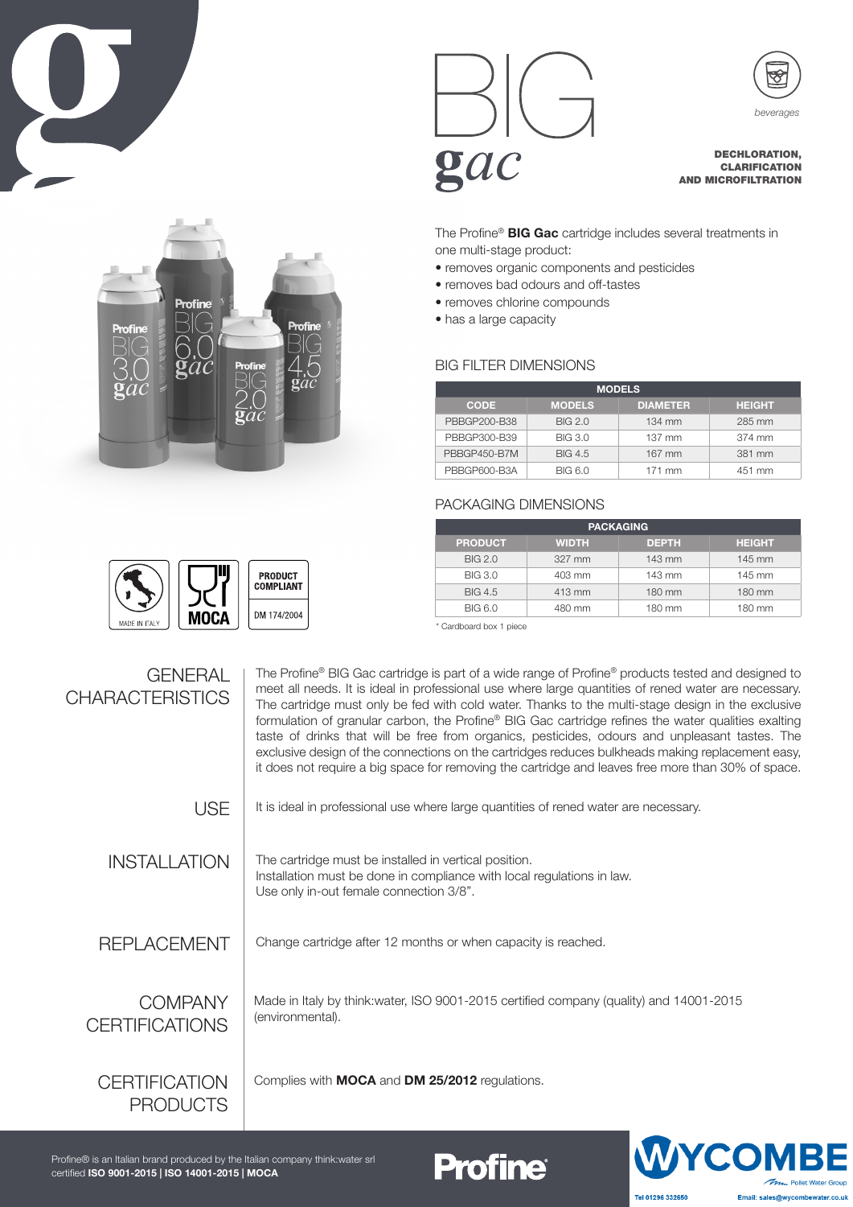# BIG gac

*beverages*

**DECHLORATION, CLARIFICATION AND MICROFILTRATION**

The Profine® **BIG Gac** cartridge includes several treatments in one multi-stage product:

- removes organic components and pesticides
- removes bad odours and off-tastes
- removes chlorine compounds
- has a large capacity

## BIG FILTER DIMENSIONS

| MODELS | | | |
|---|---|---|---|
| **CODE** | **MODELS** | **DIAMETER** | **HEIGHT** |
| PBBGP200-B38 | BIG 2.0 | 134 mm | 285 mm |
| PBBGP300-B39 | BIG 3.0 | 137 mm | 374 mm |
| PBBGP450-B7M | BIG 4.5 | 167 mm | 381 mm |
| PBBGP600-B3A | BIG 6.0 | 171 mm | 451 mm |

## PACKAGING DIMENSIONS

| PACKAGING | | | |
|---|---|---|---|
| **PRODUCT** | **WIDTH** | **DEPTH** | **HEIGHT** |
| BIG 2.0 | 327 mm | 143 mm | 145 mm |
| BIG 3.0 | 403 mm | 143 mm | 145 mm |
| BIG 4.5 | 413 mm | 180 mm | 180 mm |
| BIG 6.0 | 480 mm | 180 mm | 180 mm |

* Cardboard box 1 piece

MADE IN ITALY | MOCA | PRODUCT COMPLIANT DM 174/2004

## GENERAL CHARACTERISTICS

The Profine® BIG Gac cartridge is part of a wide range of Profine® products tested and designed to meet all needs. It is ideal in professional use where large quantities of rened water are necessary. The cartridge must only be fed with cold water. Thanks to the multi-stage design in the exclusive formulation of granular carbon, the Profine® BIG Gac cartridge refines the water qualities exalting taste of drinks that will be free from organics, pesticides, odours and unpleasant tastes. The exclusive design of the connections on the cartridges reduces bulkheads making replacement easy, it does not require a big space for removing the cartridge and leaves free more than 30% of space.

## USE

It is ideal in professional use where large quantities of rened water are necessary.

## INSTALLATION

The cartridge must be installed in vertical position.
Installation must be done in compliance with local regulations in law.
Use only in-out female connection 3/8".

## REPLACEMENT

Change cartridge after 12 months or when capacity is reached.

## COMPANY CERTIFICATIONS

Made in Italy by think:water, ISO 9001-2015 certified company (quality) and 14001-2015 (environmental).

## CERTIFICATION PRODUCTS

Complies with **MOCA** and **DM 25/2012** regulations.

Profine® is an Italian brand produced by the Italian company think:water srl certified **ISO 9001-2015 | ISO 14001-2015 | MOCA**

Profine

WYCOMBE — Pollet Water Group
Tel 01296 332650 Email: sales@wycombewater.co.uk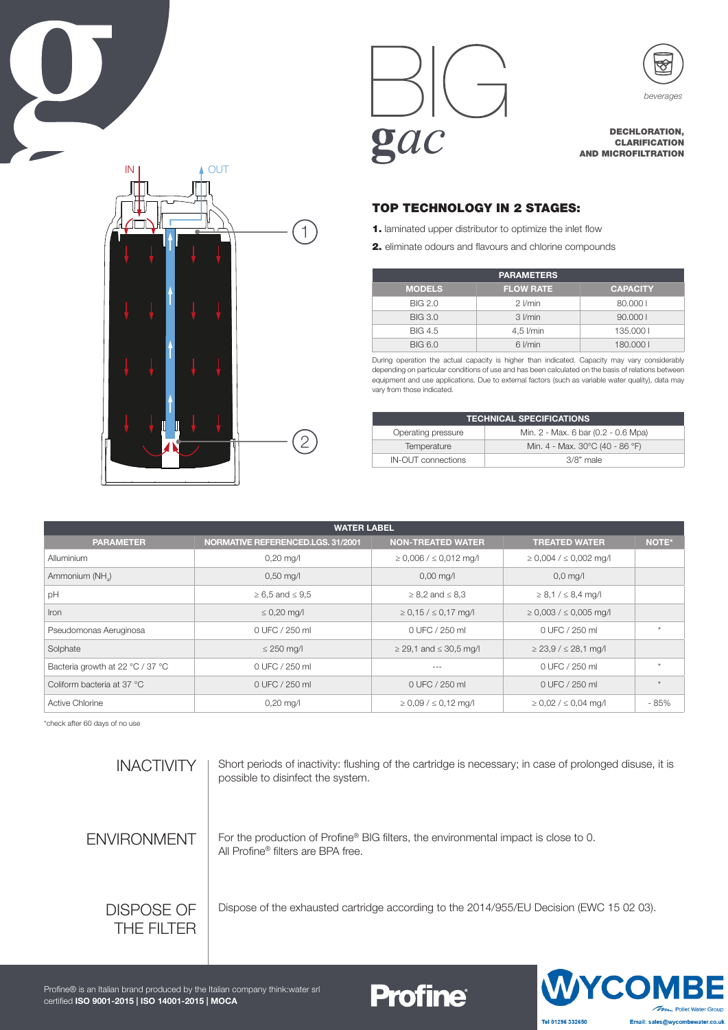# BIG gac

*beverages*

**DECHLORATION, CLARIFICATION AND MICROFILTRATION**

IN

OUT

1

2

## TOP TECHNOLOGY IN 2 STAGES:

**1.** laminated upper distributor to optimize the inlet flow

**2.** eliminate odours and flavours and chlorine compounds

| PARAMETERS | | |
|---|---|---|
| **MODELS** | **FLOW RATE** | **CAPACITY** |
| BIG 2.0 | 2 l/min | 80.000 l |
| BIG 3.0 | 3 l/min | 90.000 l |
| BIG 4.5 | 4,5 l/min | 135.000 l |
| BIG 6.0 | 6 l/min | 180.000 l |

During operation the actual capacity is higher than indicated. Capacity may vary considerably depending on particular conditions of use and has been calculated on the basis of relations between equipment and use applications. Due to external factors (such as variable water quality), data may vary from those indicated.

| TECHNICAL SPECIFICATIONS | |
|---|---|
| Operating pressure | Min. 2 - Max. 6 bar (0.2 - 0.6 Mpa) |
| Temperature | Min. 4 - Max. 30°C (40 - 86 °F) |
| IN-OUT connections | 3/8" male |

| WATER LABEL | | | | |
|---|---|---|---|---|
| **PARAMETER** | **NORMATIVE REFERENCED.LGS. 31/2001** | **NON-TREATED WATER** | **TREATED WATER** | **NOTE*** |
| Alluminium | 0,20 mg/l | ≥ 0,006 / ≤ 0,012 mg/l | ≥ 0,004 / ≤ 0,002 mg/l | |
| Ammonium ($NH_4$) | 0,50 mg/l | 0,00 mg/l | 0,0 mg/l | |
| pH | ≥ 6,5 and ≤ 9,5 | ≥ 8,2 and ≤ 8,3 | ≥ 8,1 / ≤ 8,4 mg/l | |
| Iron | ≤ 0,20 mg/l | ≥ 0,15 / ≤ 0,17 mg/l | ≥ 0,003 / ≤ 0,005 mg/l | |
| Pseudomonas Aeruginosa | 0 UFC / 250 ml | 0 UFC / 250 ml | 0 UFC / 250 ml | * |
| Solphate | ≤ 250 mg/l | ≥ 29,1 and ≤ 30,5 mg/l | ≥ 23,9 / ≤ 28,1 mg/l | |
| Bacteria growth at 22 °C / 37 °C | 0 UFC / 250 ml | --- | 0 UFC / 250 ml | * |
| Coliform bacteria at 37 °C | 0 UFC / 250 ml | 0 UFC / 250 ml | 0 UFC / 250 ml | * |
| Active Chlorine | 0,20 mg/l | ≥ 0,09 / ≤ 0,12 mg/l | ≥ 0,02 / ≤ 0,04 mg/l | - 85% |

*check after 60 days of no use

**INACTIVITY**

Short periods of inactivity: flushing of the cartridge is necessary; in case of prolonged disuse, it is possible to disinfect the system.

**ENVIRONMENT**

For the production of Profine® BIG filters, the environmental impact is close to 0.
All Profine® filters are BPA free.

**DISPOSE OF THE FILTER**

Dispose of the exhausted cartridge according to the 2014/955/EU Decision (EWC 15 02 03).

Profine® is an Italian brand produced by the Italian company think:water srl
certified **ISO 9001-2015 | ISO 14001-2015 | MOCA**

Profine

WYCOMBE
Pollet Water Group
Tel 01296 332650
Email: sales@wycombewater.co.uk